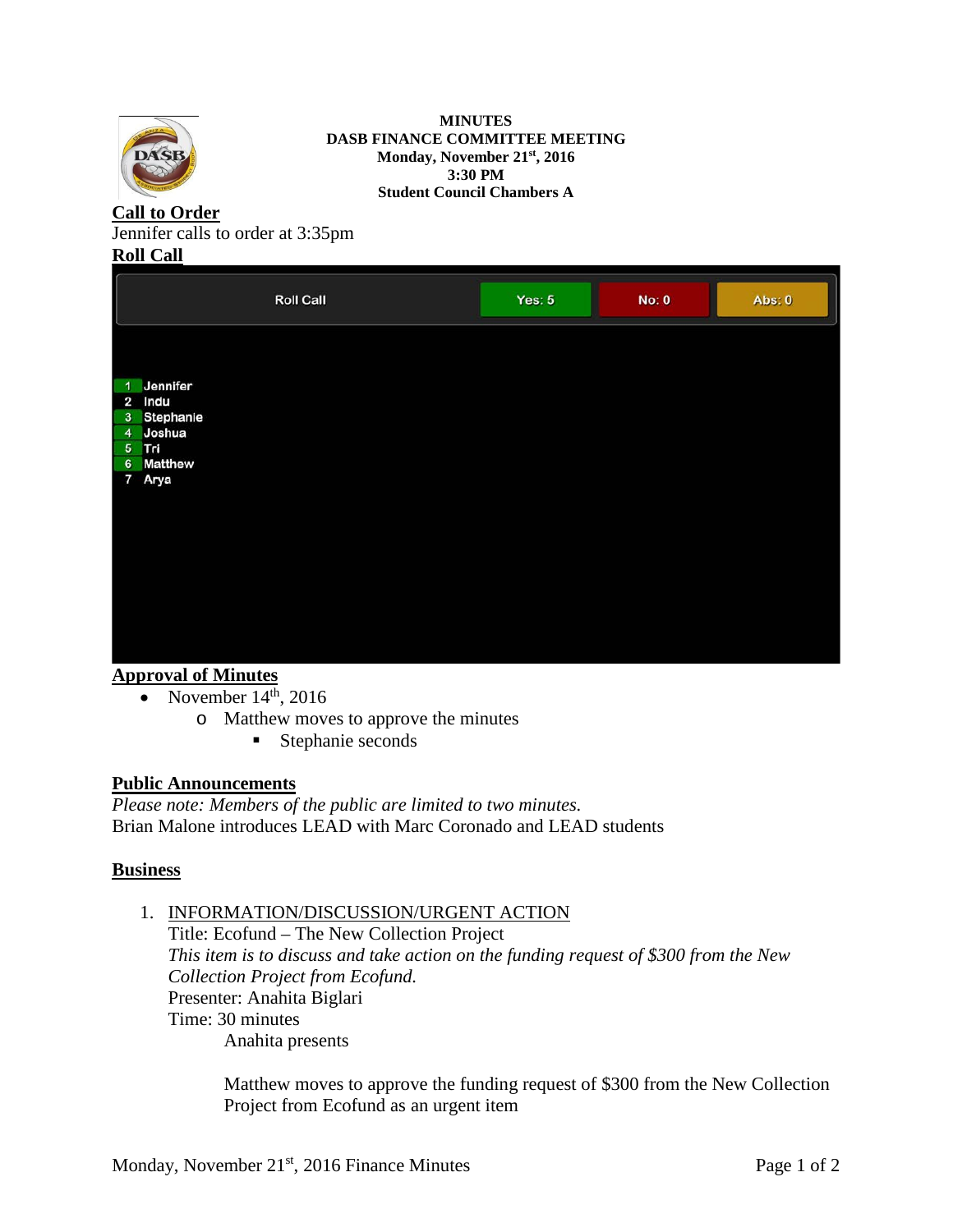**MINUTES**
**DASB FINANCE COMMITTEE MEETING**
**Monday, November 21st, 2016**
**3:30 PM**
**Student Council Chambers A**

## Call to Order

Jennifer calls to order at 3:35pm

## Roll Call

| Roll Call | Yes: 5 | No: 0 | Abs: 0 |
|---|---|---|---|
| 1 Jennifer | | | |
| 2 Indu | | | |
| 3 Stephanie | | | |
| 4 Joshua | | | |
| 5 Tri | | | |
| 6 Matthew | | | |
| 7 Arya | | | |

## Approval of Minutes

- November 14th, 2016
  - Matthew moves to approve the minutes
    - Stephanie seconds

## Public Announcements

*Please note: Members of the public are limited to two minutes.*
Brian Malone introduces LEAD with Marc Coronado and LEAD students

## Business

1. INFORMATION/DISCUSSION/URGENT ACTION
   Title: Ecofund – The New Collection Project
   *This item is to discuss and take action on the funding request of $300 from the New Collection Project from Ecofund.*
   Presenter: Anahita Biglari
   Time: 30 minutes
   
   Anahita presents

   Matthew moves to approve the funding request of $300 from the New Collection Project from Ecofund as an urgent item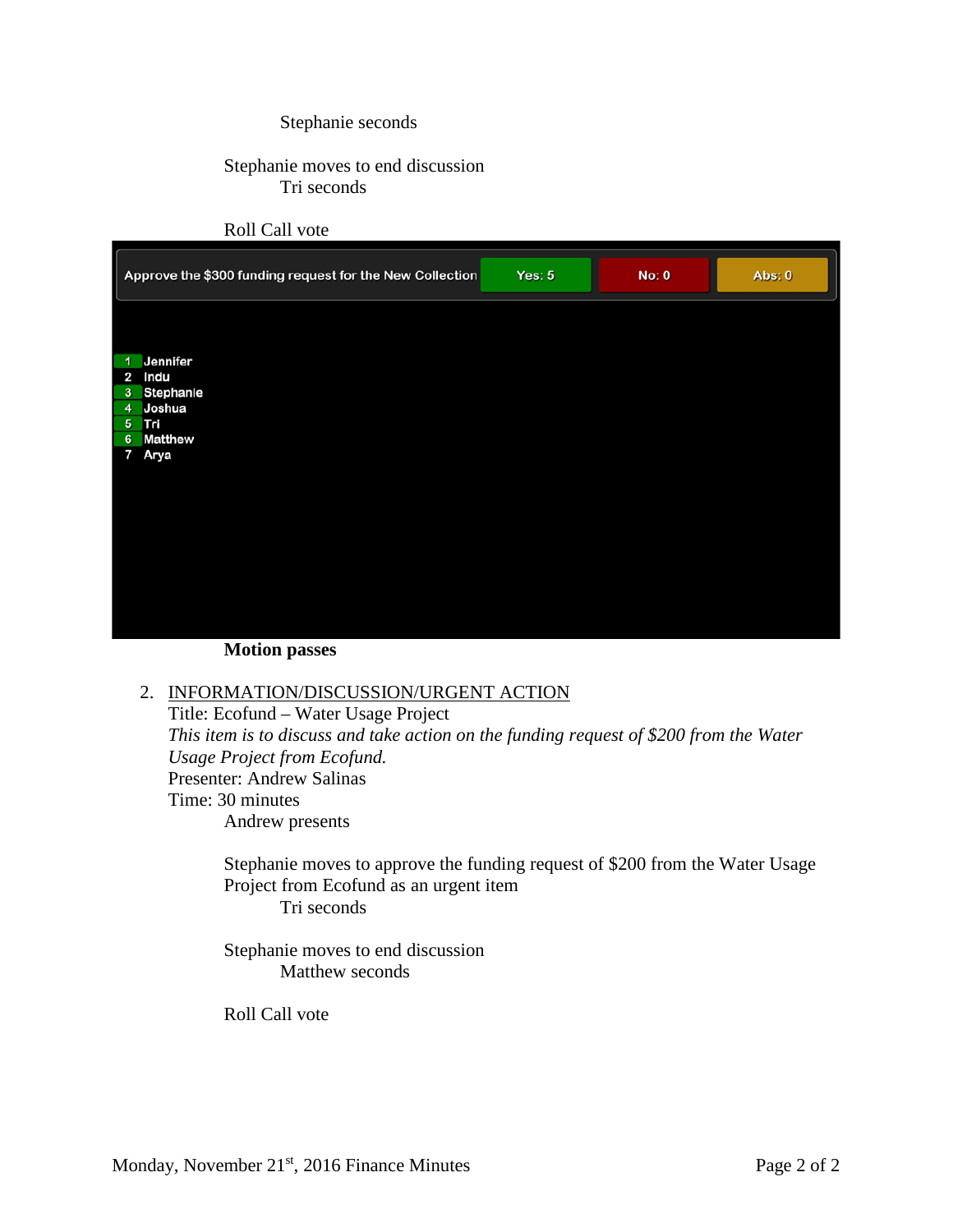Stephanie seconds

Stephanie moves to end discussion
Tri seconds

Roll Call vote

| Approve the $300 funding request for the New Collection | Yes: 5 | No: 0 | Abs: 0 |
|---|---|---|---|

1 Jennifer
2 Indu
3 Stephanie
4 Joshua
5 Tri
6 Matthew
7 Arya

**Motion passes**

2. INFORMATION/DISCUSSION/URGENT ACTION
   Title: Ecofund – Water Usage Project
   *This item is to discuss and take action on the funding request of $200 from the Water Usage Project from Ecofund.*
   Presenter: Andrew Salinas
   Time: 30 minutes
   Andrew presents

   Stephanie moves to approve the funding request of $200 from the Water Usage Project from Ecofund as an urgent item
   Tri seconds

   Stephanie moves to end discussion
   Matthew seconds

   Roll Call vote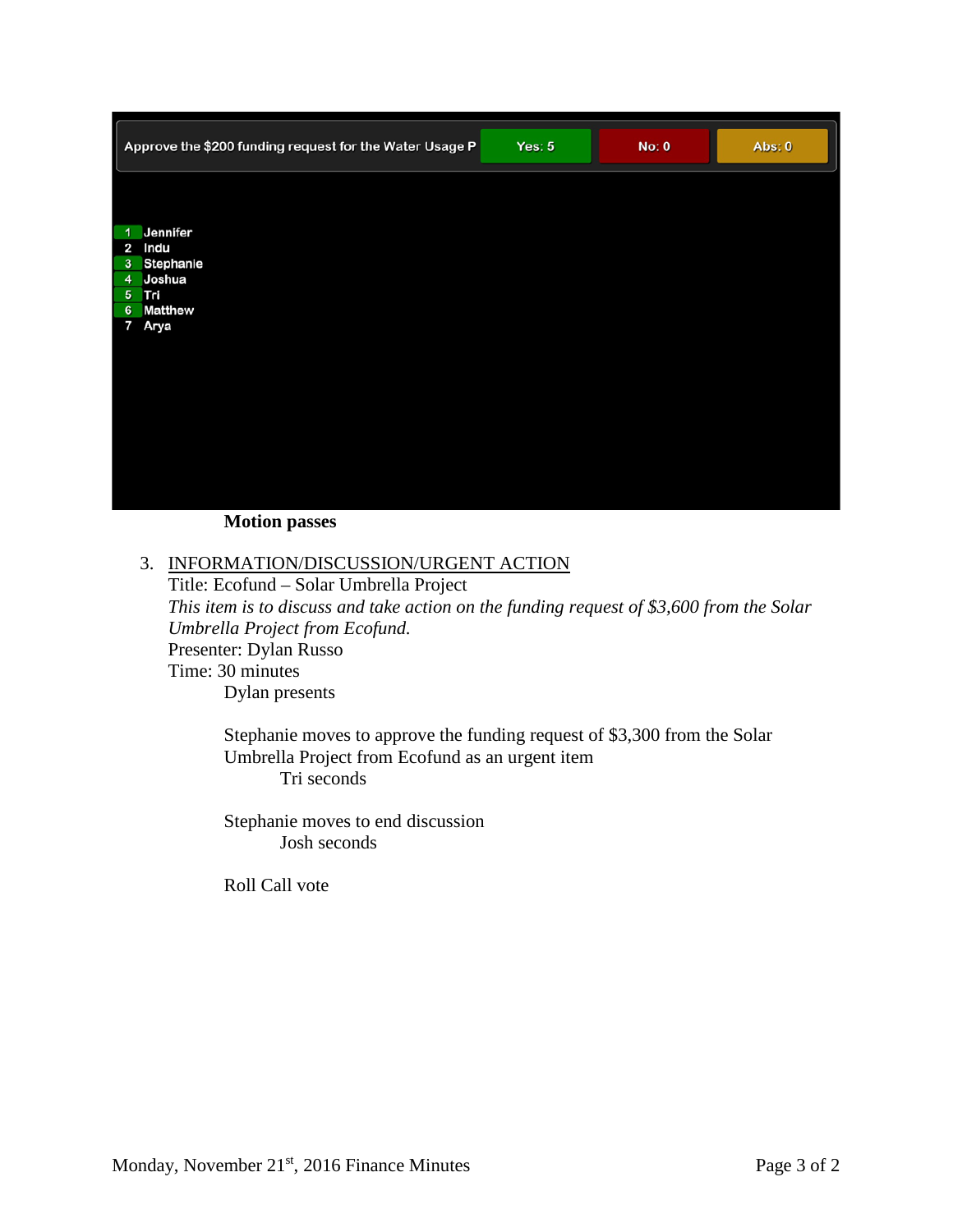Approve the $200 funding request for the Water Usage P | Yes: 5 | No: 0 | Abs: 0

1 Jennifer
2 Indu
3 Stephanie
4 Joshua
5 Tri
6 Matthew
7 Arya

**Motion passes**

3. <u>INFORMATION/DISCUSSION/URGENT ACTION</u>
   Title: Ecofund – Solar Umbrella Project
   *This item is to discuss and take action on the funding request of $3,600 from the Solar Umbrella Project from Ecofund.*
   Presenter: Dylan Russo
   Time: 30 minutes

   Dylan presents

   Stephanie moves to approve the funding request of $3,300 from the Solar Umbrella Project from Ecofund as an urgent item

   Tri seconds

   Stephanie moves to end discussion

   Josh seconds

   Roll Call vote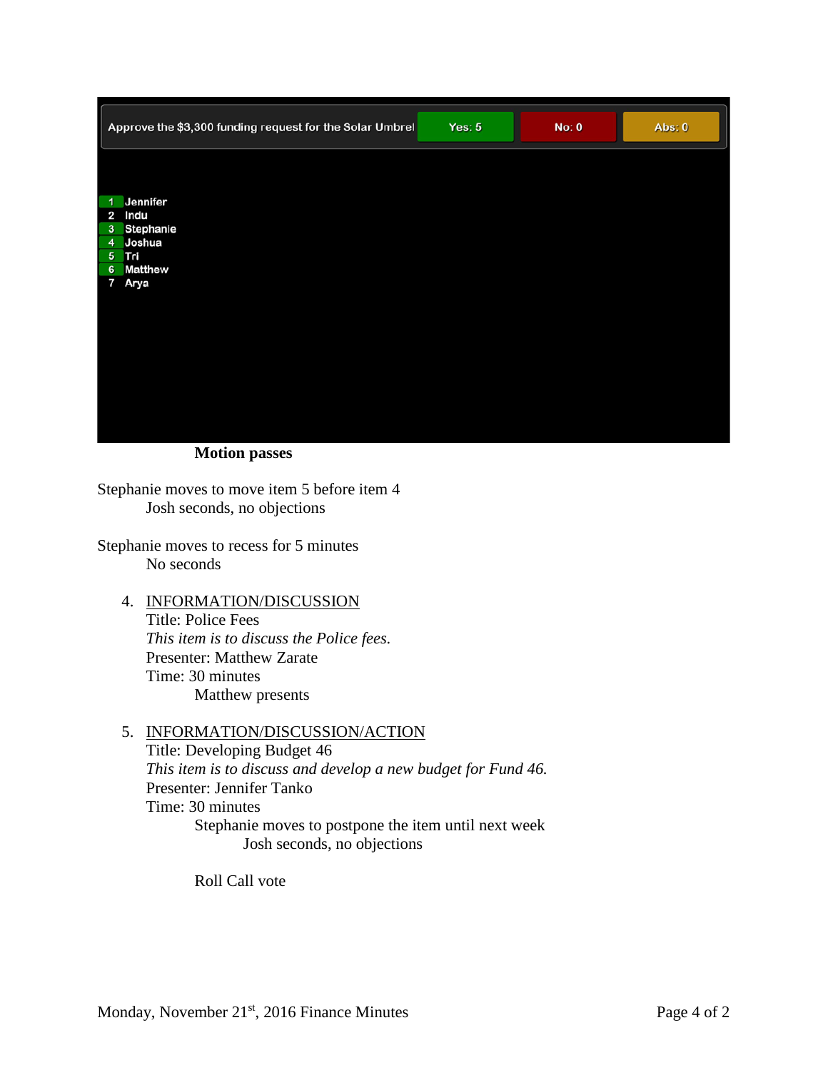| Approve the $3,300 funding request for the Solar Umbrel | Yes: 5 | No: 0 | Abs: 0 |
| --- | --- | --- | --- |

1 Jennifer
2 Indu
3 Stephanie
4 Joshua
5 Tri
6 Matthew
7 Arya

**Motion passes**

Stephanie moves to move item 5 before item 4
Josh seconds, no objections

Stephanie moves to recess for 5 minutes
No seconds

4. INFORMATION/DISCUSSION
   Title: Police Fees
   *This item is to discuss the Police fees.*
   Presenter: Matthew Zarate
   Time: 30 minutes
   Matthew presents

5. INFORMATION/DISCUSSION/ACTION
   Title: Developing Budget 46
   *This item is to discuss and develop a new budget for Fund 46.*
   Presenter: Jennifer Tanko
   Time: 30 minutes
   Stephanie moves to postpone the item until next week
   Josh seconds, no objections

   Roll Call vote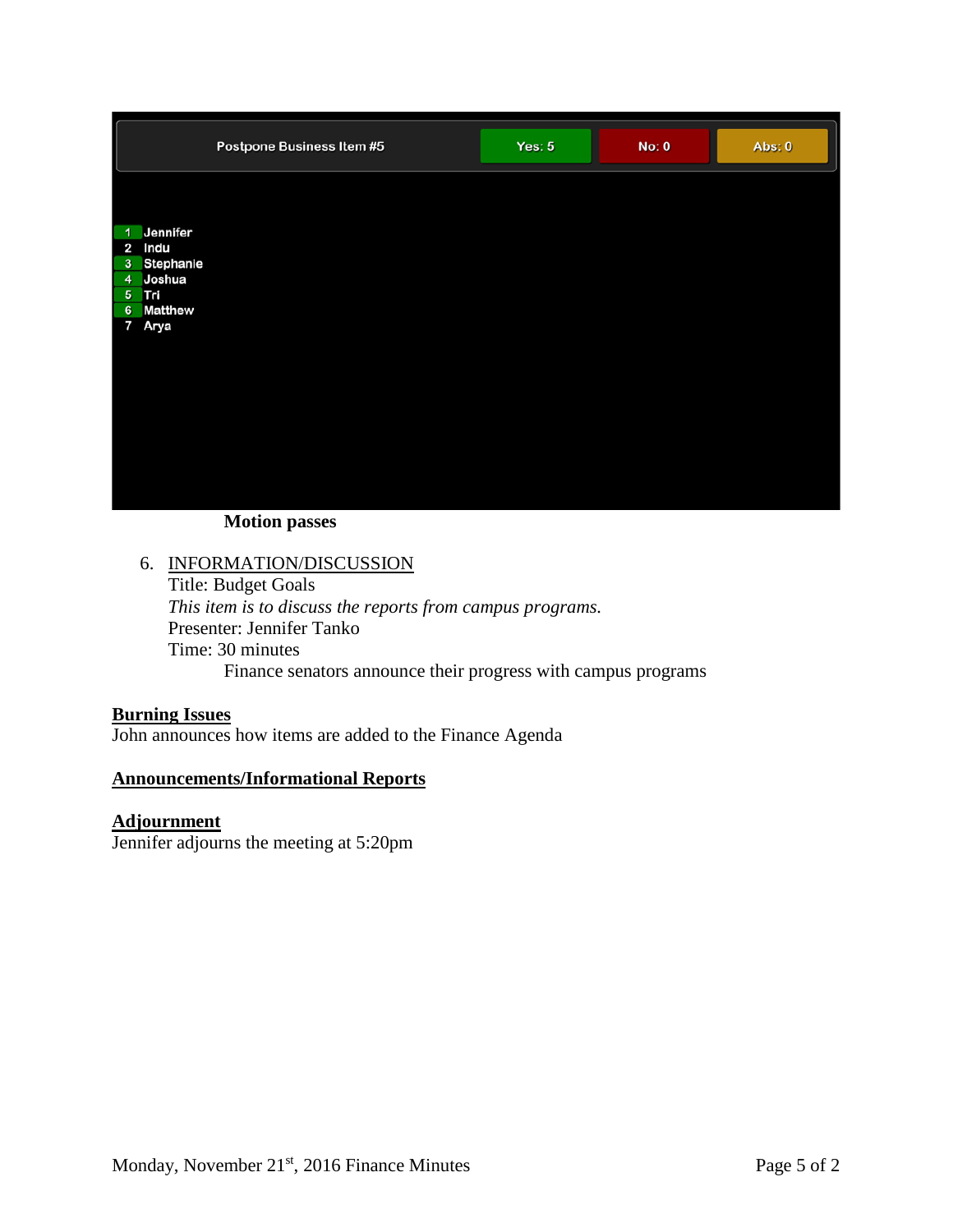Postpone Business Item #5

Yes: 5 | No: 0 | Abs: 0

1 Jennifer
2 Indu
3 Stephanie
4 Joshua
5 Tri
6 Matthew
7 Arya

**Motion passes**

6. <u>INFORMATION/DISCUSSION</u>
   Title: Budget Goals
   *This item is to discuss the reports from campus programs.*
   Presenter: Jennifer Tanko
   Time: 30 minutes
   Finance senators announce their progress with campus programs

## Burning Issues

John announces how items are added to the Finance Agenda

## Announcements/Informational Reports

## Adjournment

Jennifer adjourns the meeting at 5:20pm